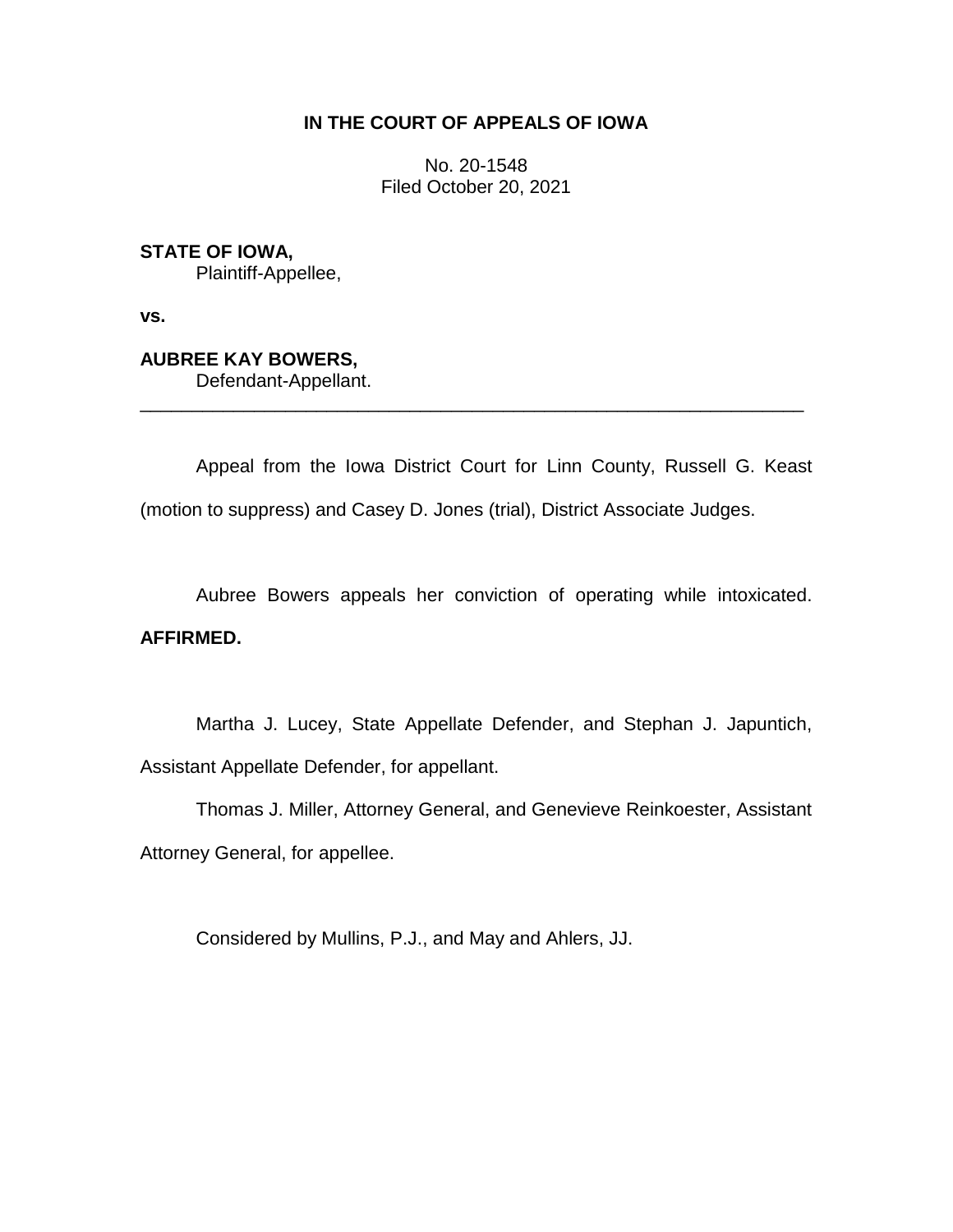**IN THE COURT OF APPEALS OF IOWA**

No. 20-1548
Filed October 20, 2021

**STATE OF IOWA,**
Plaintiff-Appellee,

**vs.**

**AUBREE KAY BOWERS,**
Defendant-Appellant.

---

Appeal from the Iowa District Court for Linn County, Russell G. Keast (motion to suppress) and Casey D. Jones (trial), District Associate Judges.

Aubree Bowers appeals her conviction of operating while intoxicated. **AFFIRMED.**

Martha J. Lucey, State Appellate Defender, and Stephan J. Japuntich, Assistant Appellate Defender, for appellant.

Thomas J. Miller, Attorney General, and Genevieve Reinkoester, Assistant Attorney General, for appellee.

Considered by Mullins, P.J., and May and Ahlers, JJ.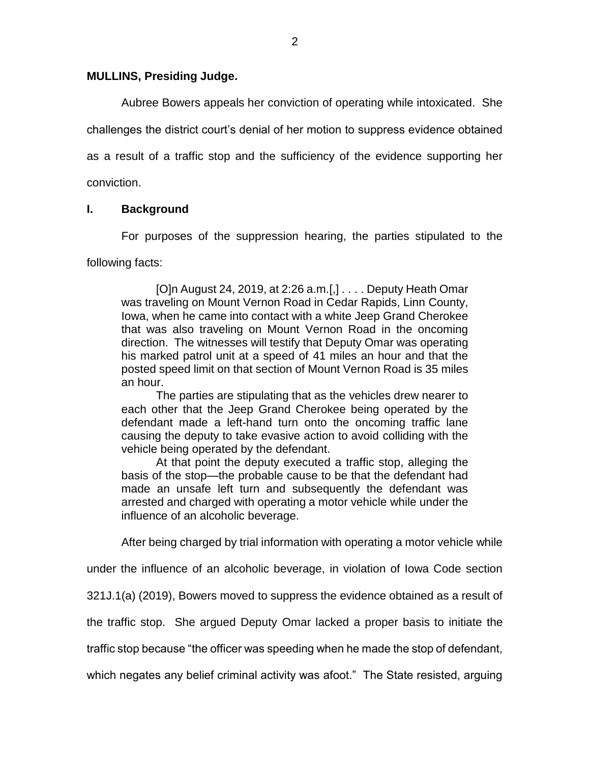**MULLINS, Presiding Judge.**

Aubree Bowers appeals her conviction of operating while intoxicated. She challenges the district court's denial of her motion to suppress evidence obtained as a result of a traffic stop and the sufficiency of the evidence supporting her conviction.

## I. Background

For purposes of the suppression hearing, the parties stipulated to the following facts:

> [O]n August 24, 2019, at 2:26 a.m.[,] . . . . Deputy Heath Omar was traveling on Mount Vernon Road in Cedar Rapids, Linn County, Iowa, when he came into contact with a white Jeep Grand Cherokee that was also traveling on Mount Vernon Road in the oncoming direction. The witnesses will testify that Deputy Omar was operating his marked patrol unit at a speed of 41 miles an hour and that the posted speed limit on that section of Mount Vernon Road is 35 miles an hour.
>
> The parties are stipulating that as the vehicles drew nearer to each other that the Jeep Grand Cherokee being operated by the defendant made a left-hand turn onto the oncoming traffic lane causing the deputy to take evasive action to avoid colliding with the vehicle being operated by the defendant.
>
> At that point the deputy executed a traffic stop, alleging the basis of the stop—the probable cause to be that the defendant had made an unsafe left turn and subsequently the defendant was arrested and charged with operating a motor vehicle while under the influence of an alcoholic beverage.

After being charged by trial information with operating a motor vehicle while under the influence of an alcoholic beverage, in violation of Iowa Code section 321J.1(a) (2019), Bowers moved to suppress the evidence obtained as a result of the traffic stop. She argued Deputy Omar lacked a proper basis to initiate the traffic stop because "the officer was speeding when he made the stop of defendant, which negates any belief criminal activity was afoot." The State resisted, arguing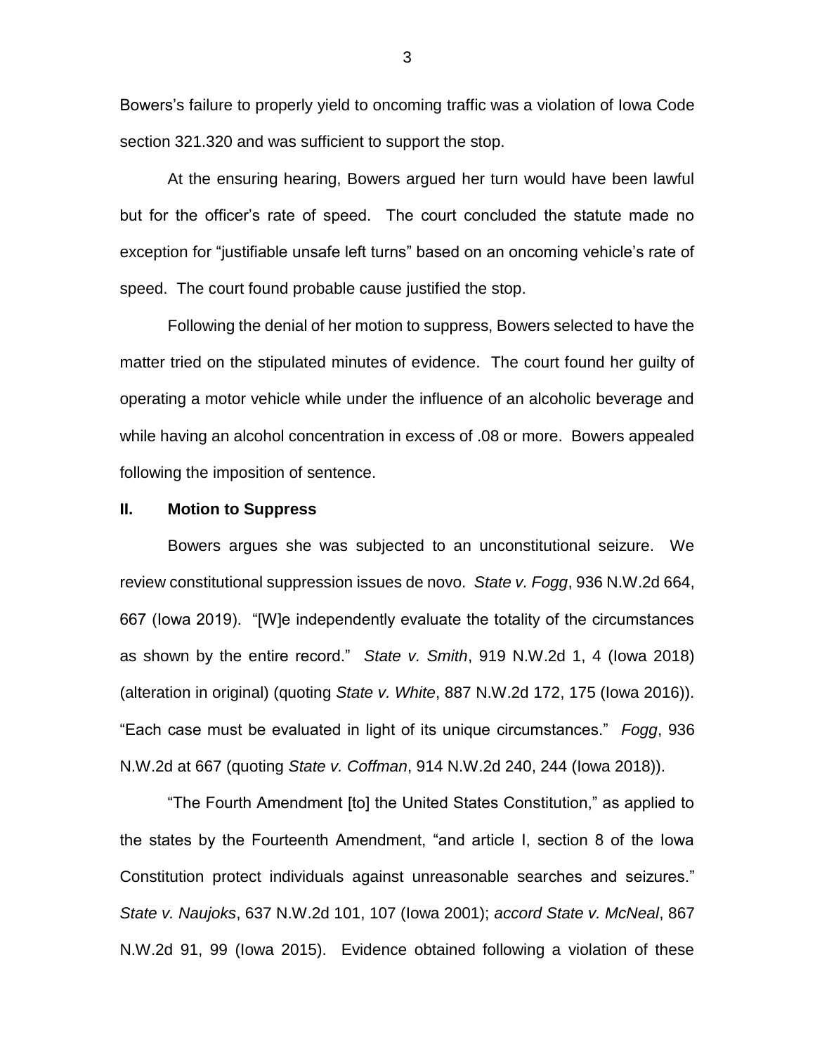Bowers's failure to properly yield to oncoming traffic was a violation of Iowa Code section 321.320 and was sufficient to support the stop.

At the ensuring hearing, Bowers argued her turn would have been lawful but for the officer's rate of speed. The court concluded the statute made no exception for "justifiable unsafe left turns" based on an oncoming vehicle's rate of speed. The court found probable cause justified the stop.

Following the denial of her motion to suppress, Bowers selected to have the matter tried on the stipulated minutes of evidence. The court found her guilty of operating a motor vehicle while under the influence of an alcoholic beverage and while having an alcohol concentration in excess of .08 or more. Bowers appealed following the imposition of sentence.

## II. Motion to Suppress

Bowers argues she was subjected to an unconstitutional seizure. We review constitutional suppression issues de novo. *State v. Fogg*, 936 N.W.2d 664, 667 (Iowa 2019). "[W]e independently evaluate the totality of the circumstances as shown by the entire record." *State v. Smith*, 919 N.W.2d 1, 4 (Iowa 2018) (alteration in original) (quoting *State v. White*, 887 N.W.2d 172, 175 (Iowa 2016)). "Each case must be evaluated in light of its unique circumstances." *Fogg*, 936 N.W.2d at 667 (quoting *State v. Coffman*, 914 N.W.2d 240, 244 (Iowa 2018)).

"The Fourth Amendment [to] the United States Constitution," as applied to the states by the Fourteenth Amendment, "and article I, section 8 of the Iowa Constitution protect individuals against unreasonable searches and seizures." *State v. Naujoks*, 637 N.W.2d 101, 107 (Iowa 2001); *accord State v. McNeal*, 867 N.W.2d 91, 99 (Iowa 2015). Evidence obtained following a violation of these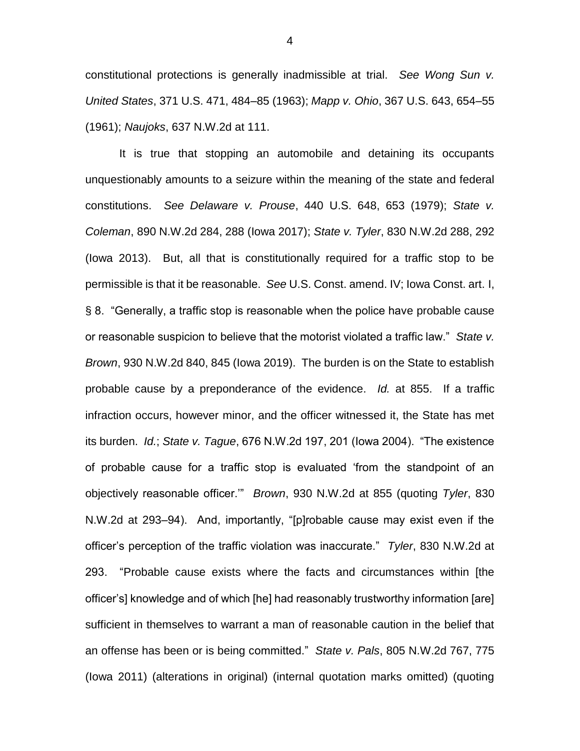constitutional protections is generally inadmissible at trial. *See Wong Sun v. United States*, 371 U.S. 471, 484–85 (1963); *Mapp v. Ohio*, 367 U.S. 643, 654–55 (1961); *Naujoks*, 637 N.W.2d at 111.

It is true that stopping an automobile and detaining its occupants unquestionably amounts to a seizure within the meaning of the state and federal constitutions. *See Delaware v. Prouse*, 440 U.S. 648, 653 (1979); *State v. Coleman*, 890 N.W.2d 284, 288 (Iowa 2017); *State v. Tyler*, 830 N.W.2d 288, 292 (Iowa 2013). But, all that is constitutionally required for a traffic stop to be permissible is that it be reasonable. *See* U.S. Const. amend. IV; Iowa Const. art. I, § 8. "Generally, a traffic stop is reasonable when the police have probable cause or reasonable suspicion to believe that the motorist violated a traffic law." *State v. Brown*, 930 N.W.2d 840, 845 (Iowa 2019). The burden is on the State to establish probable cause by a preponderance of the evidence. *Id.* at 855. If a traffic infraction occurs, however minor, and the officer witnessed it, the State has met its burden. *Id.*; *State v. Tague*, 676 N.W.2d 197, 201 (Iowa 2004). "The existence of probable cause for a traffic stop is evaluated 'from the standpoint of an objectively reasonable officer.'" *Brown*, 930 N.W.2d at 855 (quoting *Tyler*, 830 N.W.2d at 293–94). And, importantly, "[p]robable cause may exist even if the officer's perception of the traffic violation was inaccurate." *Tyler*, 830 N.W.2d at 293. "Probable cause exists where the facts and circumstances within [the officer's] knowledge and of which [he] had reasonably trustworthy information [are] sufficient in themselves to warrant a man of reasonable caution in the belief that an offense has been or is being committed." *State v. Pals*, 805 N.W.2d 767, 775 (Iowa 2011) (alterations in original) (internal quotation marks omitted) (quoting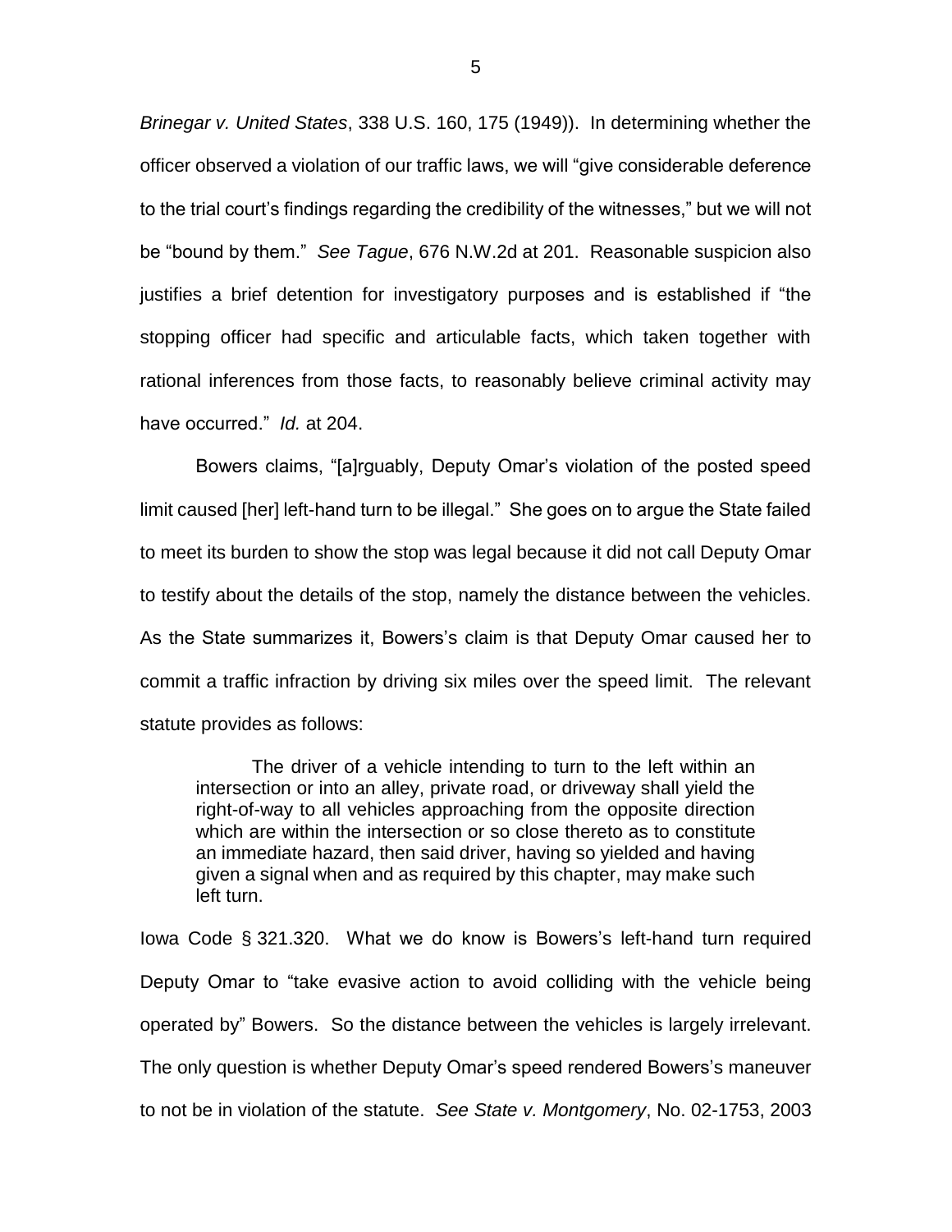*Brinegar v. United States*, 338 U.S. 160, 175 (1949)). In determining whether the officer observed a violation of our traffic laws, we will "give considerable deference to the trial court's findings regarding the credibility of the witnesses," but we will not be "bound by them." *See Tague*, 676 N.W.2d at 201. Reasonable suspicion also justifies a brief detention for investigatory purposes and is established if "the stopping officer had specific and articulable facts, which taken together with rational inferences from those facts, to reasonably believe criminal activity may have occurred." *Id.* at 204.

Bowers claims, "[a]rguably, Deputy Omar's violation of the posted speed limit caused [her] left-hand turn to be illegal." She goes on to argue the State failed to meet its burden to show the stop was legal because it did not call Deputy Omar to testify about the details of the stop, namely the distance between the vehicles. As the State summarizes it, Bowers's claim is that Deputy Omar caused her to commit a traffic infraction by driving six miles over the speed limit. The relevant statute provides as follows:

> The driver of a vehicle intending to turn to the left within an intersection or into an alley, private road, or driveway shall yield the right-of-way to all vehicles approaching from the opposite direction which are within the intersection or so close thereto as to constitute an immediate hazard, then said driver, having so yielded and having given a signal when and as required by this chapter, may make such left turn.

Iowa Code § 321.320. What we do know is Bowers's left-hand turn required Deputy Omar to "take evasive action to avoid colliding with the vehicle being operated by" Bowers. So the distance between the vehicles is largely irrelevant. The only question is whether Deputy Omar's speed rendered Bowers's maneuver to not be in violation of the statute. *See State v. Montgomery*, No. 02-1753, 2003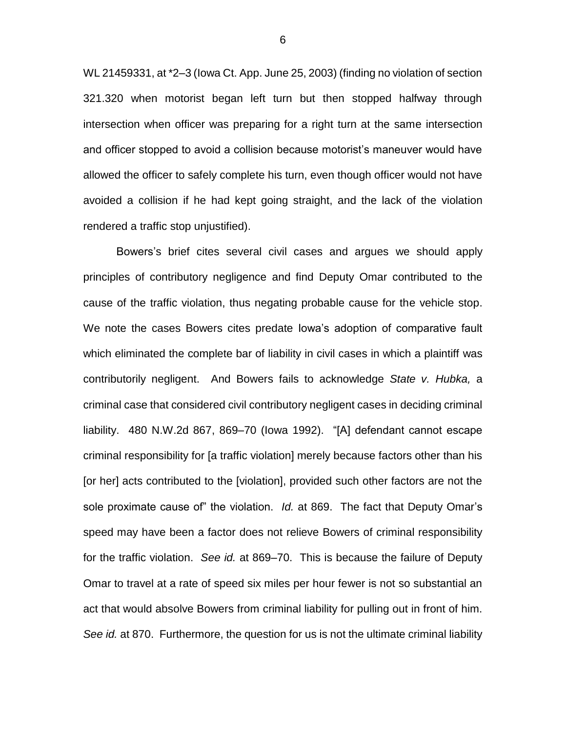WL 21459331, at *2–3 (Iowa Ct. App. June 25, 2003) (finding no violation of section 321.320 when motorist began left turn but then stopped halfway through intersection when officer was preparing for a right turn at the same intersection and officer stopped to avoid a collision because motorist's maneuver would have allowed the officer to safely complete his turn, even though officer would not have avoided a collision if he had kept going straight, and the lack of the violation rendered a traffic stop unjustified).

Bowers's brief cites several civil cases and argues we should apply principles of contributory negligence and find Deputy Omar contributed to the cause of the traffic violation, thus negating probable cause for the vehicle stop. We note the cases Bowers cites predate Iowa's adoption of comparative fault which eliminated the complete bar of liability in civil cases in which a plaintiff was contributorily negligent. And Bowers fails to acknowledge *State v. Hubka,* a criminal case that considered civil contributory negligent cases in deciding criminal liability. 480 N.W.2d 867, 869–70 (Iowa 1992). "[A] defendant cannot escape criminal responsibility for [a traffic violation] merely because factors other than his [or her] acts contributed to the [violation], provided such other factors are not the sole proximate cause of" the violation. *Id.* at 869. The fact that Deputy Omar's speed may have been a factor does not relieve Bowers of criminal responsibility for the traffic violation. *See id.* at 869–70. This is because the failure of Deputy Omar to travel at a rate of speed six miles per hour fewer is not so substantial an act that would absolve Bowers from criminal liability for pulling out in front of him. *See id.* at 870. Furthermore, the question for us is not the ultimate criminal liability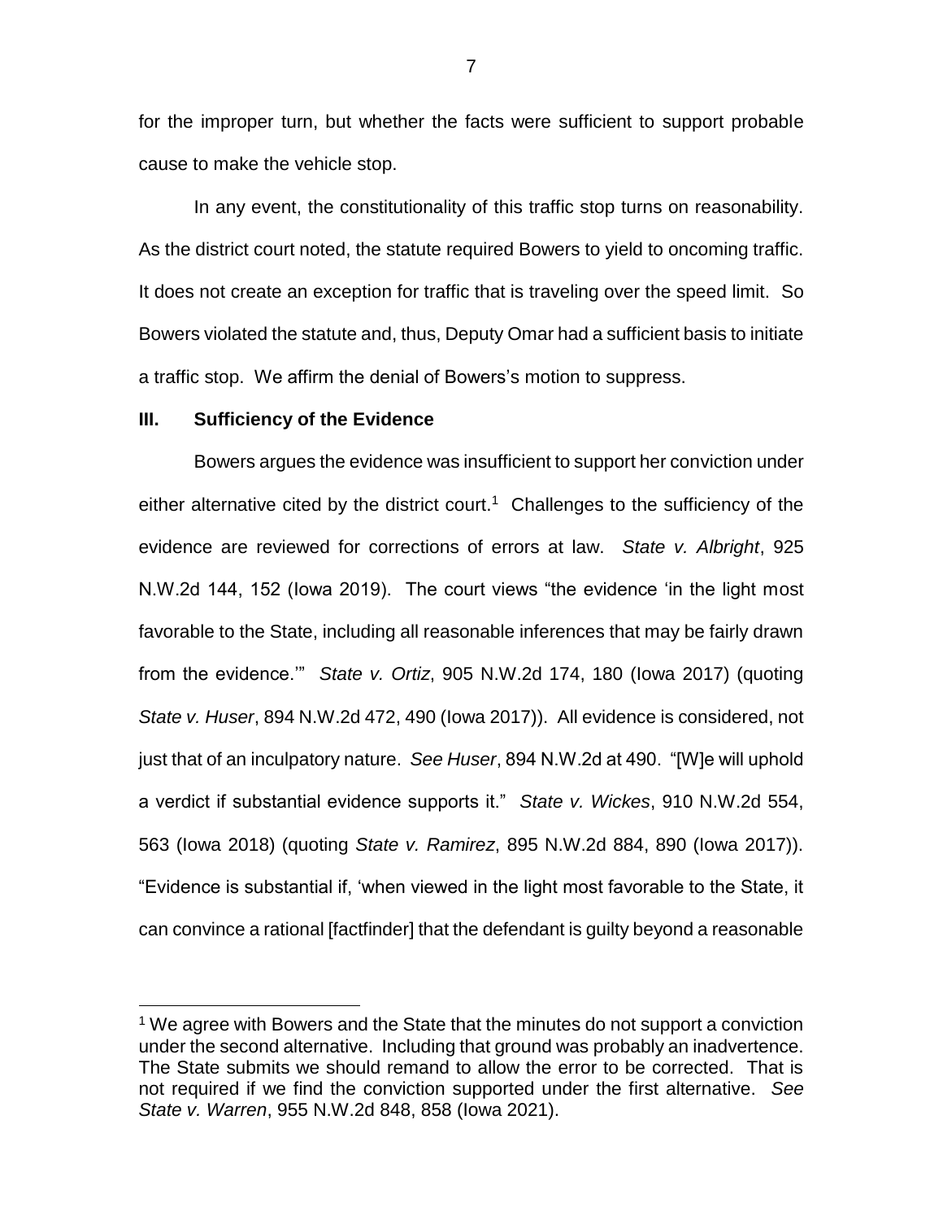for the improper turn, but whether the facts were sufficient to support probable cause to make the vehicle stop.

In any event, the constitutionality of this traffic stop turns on reasonability. As the district court noted, the statute required Bowers to yield to oncoming traffic. It does not create an exception for traffic that is traveling over the speed limit. So Bowers violated the statute and, thus, Deputy Omar had a sufficient basis to initiate a traffic stop. We affirm the denial of Bowers's motion to suppress.

## III. Sufficiency of the Evidence

Bowers argues the evidence was insufficient to support her conviction under either alternative cited by the district court.[1] Challenges to the sufficiency of the evidence are reviewed for corrections of errors at law. *State v. Albright*, 925 N.W.2d 144, 152 (Iowa 2019). The court views "the evidence 'in the light most favorable to the State, including all reasonable inferences that may be fairly drawn from the evidence.'" *State v. Ortiz*, 905 N.W.2d 174, 180 (Iowa 2017) (quoting *State v. Huser*, 894 N.W.2d 472, 490 (Iowa 2017)). All evidence is considered, not just that of an inculpatory nature. *See Huser*, 894 N.W.2d at 490. "[W]e will uphold a verdict if substantial evidence supports it." *State v. Wickes*, 910 N.W.2d 554, 563 (Iowa 2018) (quoting *State v. Ramirez*, 895 N.W.2d 884, 890 (Iowa 2017)). "Evidence is substantial if, 'when viewed in the light most favorable to the State, it can convince a rational [factfinder] that the defendant is guilty beyond a reasonable

---

[1] We agree with Bowers and the State that the minutes do not support a conviction under the second alternative. Including that ground was probably an inadvertence. The State submits we should remand to allow the error to be corrected. That is not required if we find the conviction supported under the first alternative. *See State v. Warren*, 955 N.W.2d 848, 858 (Iowa 2021).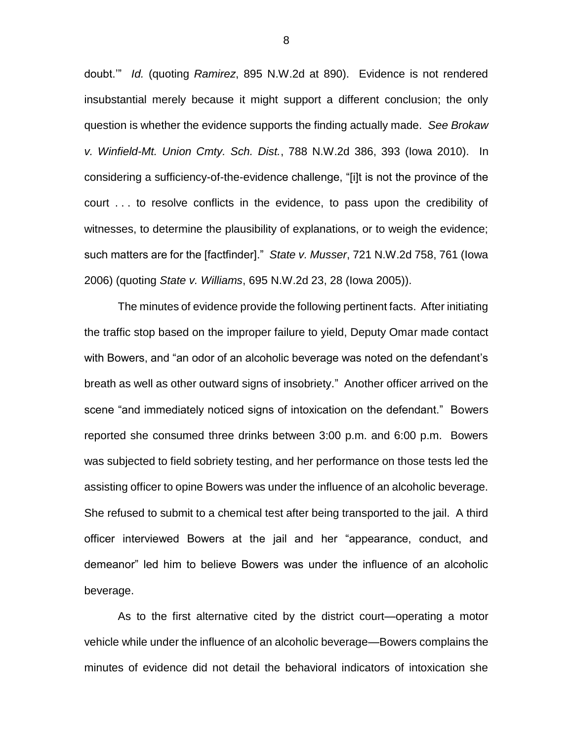doubt.'" *Id.* (quoting *Ramirez*, 895 N.W.2d at 890). Evidence is not rendered insubstantial merely because it might support a different conclusion; the only question is whether the evidence supports the finding actually made. *See Brokaw v. Winfield-Mt. Union Cmty. Sch. Dist.*, 788 N.W.2d 386, 393 (Iowa 2010). In considering a sufficiency-of-the-evidence challenge, "[i]t is not the province of the court . . . to resolve conflicts in the evidence, to pass upon the credibility of witnesses, to determine the plausibility of explanations, or to weigh the evidence; such matters are for the [factfinder]." *State v. Musser*, 721 N.W.2d 758, 761 (Iowa 2006) (quoting *State v. Williams*, 695 N.W.2d 23, 28 (Iowa 2005)).

The minutes of evidence provide the following pertinent facts. After initiating the traffic stop based on the improper failure to yield, Deputy Omar made contact with Bowers, and "an odor of an alcoholic beverage was noted on the defendant's breath as well as other outward signs of insobriety." Another officer arrived on the scene "and immediately noticed signs of intoxication on the defendant." Bowers reported she consumed three drinks between 3:00 p.m. and 6:00 p.m. Bowers was subjected to field sobriety testing, and her performance on those tests led the assisting officer to opine Bowers was under the influence of an alcoholic beverage. She refused to submit to a chemical test after being transported to the jail. A third officer interviewed Bowers at the jail and her "appearance, conduct, and demeanor" led him to believe Bowers was under the influence of an alcoholic beverage.

As to the first alternative cited by the district court—operating a motor vehicle while under the influence of an alcoholic beverage—Bowers complains the minutes of evidence did not detail the behavioral indicators of intoxication she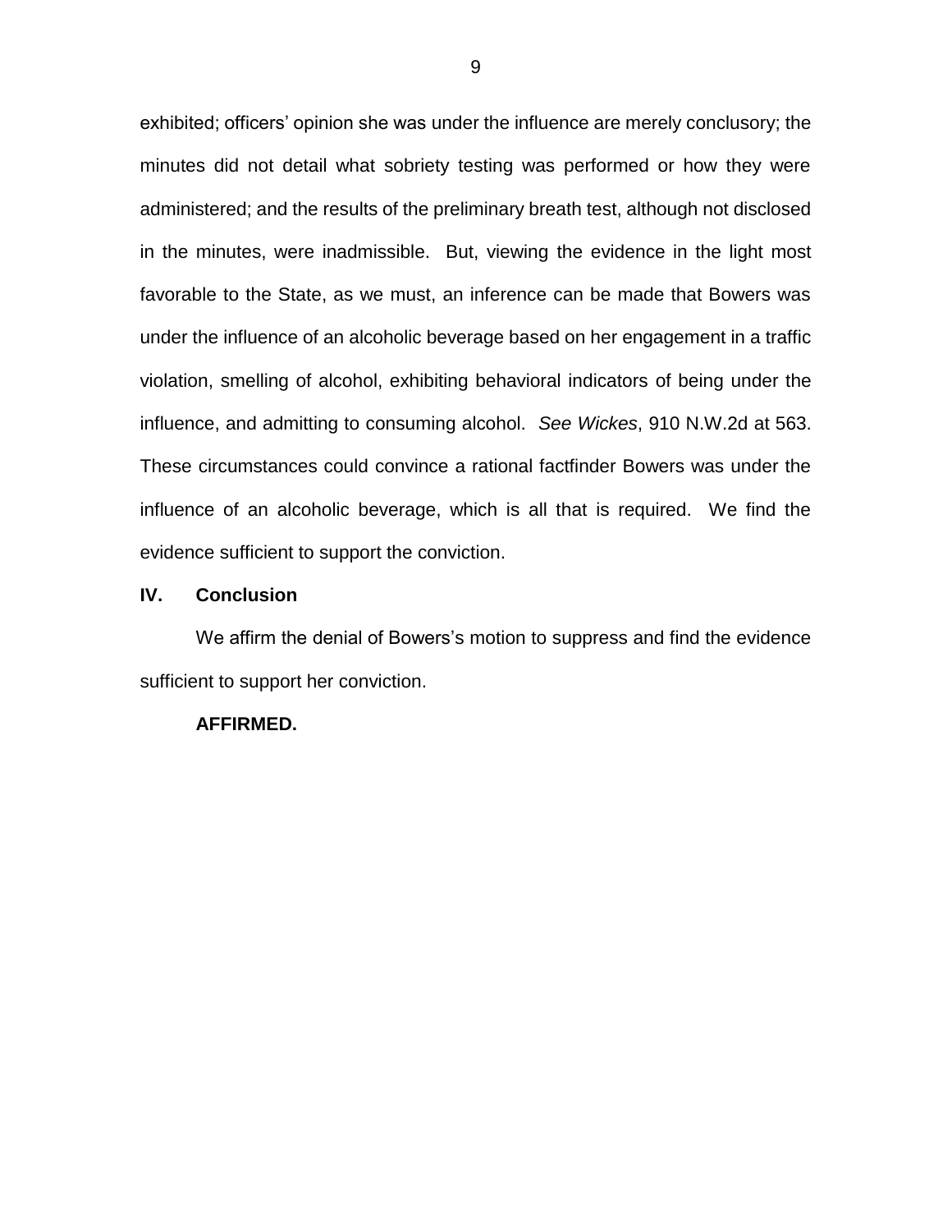exhibited; officers' opinion she was under the influence are merely conclusory; the minutes did not detail what sobriety testing was performed or how they were administered; and the results of the preliminary breath test, although not disclosed in the minutes, were inadmissible. But, viewing the evidence in the light most favorable to the State, as we must, an inference can be made that Bowers was under the influence of an alcoholic beverage based on her engagement in a traffic violation, smelling of alcohol, exhibiting behavioral indicators of being under the influence, and admitting to consuming alcohol. *See Wickes*, 910 N.W.2d at 563. These circumstances could convince a rational factfinder Bowers was under the influence of an alcoholic beverage, which is all that is required. We find the evidence sufficient to support the conviction.

## IV. Conclusion

We affirm the denial of Bowers's motion to suppress and find the evidence sufficient to support her conviction.

**AFFIRMED.**